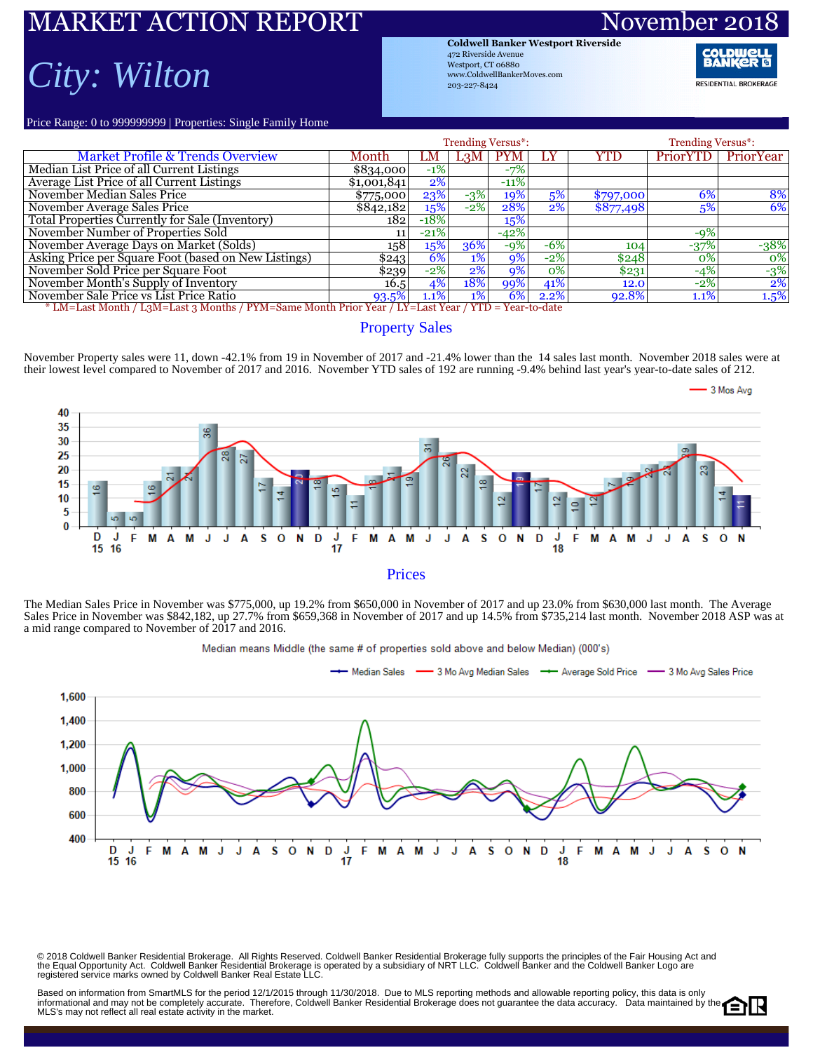# MARKET ACTION REPORT

# November 2018

## City: Wilton

**Coldwell Banker Westport Riverside**
472 Riverside Avenue
Westport, CT 06880
www.ColdwellBankerMoves.com
203-227-8424

Price Range: 0 to 999999999 | Properties: Single Family Home

| Market Profile & Trends Overview | Month | LM | L3M | PYM | LY | YTD | PriorYTD | PriorYear |
|---|---|---|---|---|---|---|---|---|
| | | Trending Versus*: | | | | | Trending Versus*: | |
| Median List Price of all Current Listings | $834,000 | -1% | | -7% | | | | |
| Average List Price of all Current Listings | $1,001,841 | 2% | | -11% | | | | |
| November Median Sales Price | $775,000 | 23% | -3% | 19% | 5% | $797,000 | 6% | 8% |
| November Average Sales Price | $842,182 | 15% | -2% | 28% | 2% | $877,498 | 5% | 6% |
| Total Properties Currently for Sale (Inventory) | 182 | -18% | | 15% | | | | |
| November Number of Properties Sold | 11 | -21% | | -42% | | | -9% | |
| November Average Days on Market (Solds) | 158 | 15% | 36% | -9% | -6% | 104 | -37% | -38% |
| Asking Price per Square Foot (based on New Listings) | $243 | 6% | 1% | 9% | -2% | $248 | 0% | 0% |
| November Sold Price per Square Foot | $239 | -2% | 2% | 9% | 0% | $231 | -4% | -3% |
| November Month's Supply of Inventory | 16.5 | 4% | 18% | 99% | 41% | 12.0 | -2% | 2% |
| November Sale Price vs List Price Ratio | 93.5% | 1.1% | 1% | 6% | 2.2% | 92.8% | 1.1% | 1.5% |

\* LM=Last Month / L3M=Last 3 Months / PYM=Same Month Prior Year / LY=Last Year / YTD = Year-to-date

### Property Sales

November Property sales were 11, down -42.1% from 19 in November of 2017 and -21.4% lower than the 14 sales last month. November 2018 sales were at their lowest level compared to November of 2017 and 2016. November YTD sales of 192 are running -9.4% behind last year's year-to-date sales of 212.

### Prices

The Median Sales Price in November was $775,000, up 19.2% from $650,000 in November of 2017 and up 23.0% from $630,000 last month. The Average Sales Price in November was $842,182, up 27.7% from $659,368 in November of 2017 and up 14.5% from $735,214 last month. November 2018 ASP was at a mid range compared to November of 2017 and 2016.

© 2018 Coldwell Banker Residential Brokerage. All Rights Reserved. Coldwell Banker Residential Brokerage fully supports the principles of the Fair Housing Act and the Equal Opportunity Act. Coldwell Banker Residential Brokerage is operated by a subsidiary of NRT LLC. Coldwell Banker and the Coldwell Banker Logo are registered service marks owned by Coldwell Banker Real Estate LLC.

Based on information from SmartMLS for the period 12/1/2015 through 11/30/2018. Due to MLS reporting methods and allowable reporting policy, this data is only informational and may not be completely accurate. Therefore, Coldwell Banker Residential Brokerage does not guarantee the data accuracy. Data maintained by the MLS's may not reflect all real estate activity in the market.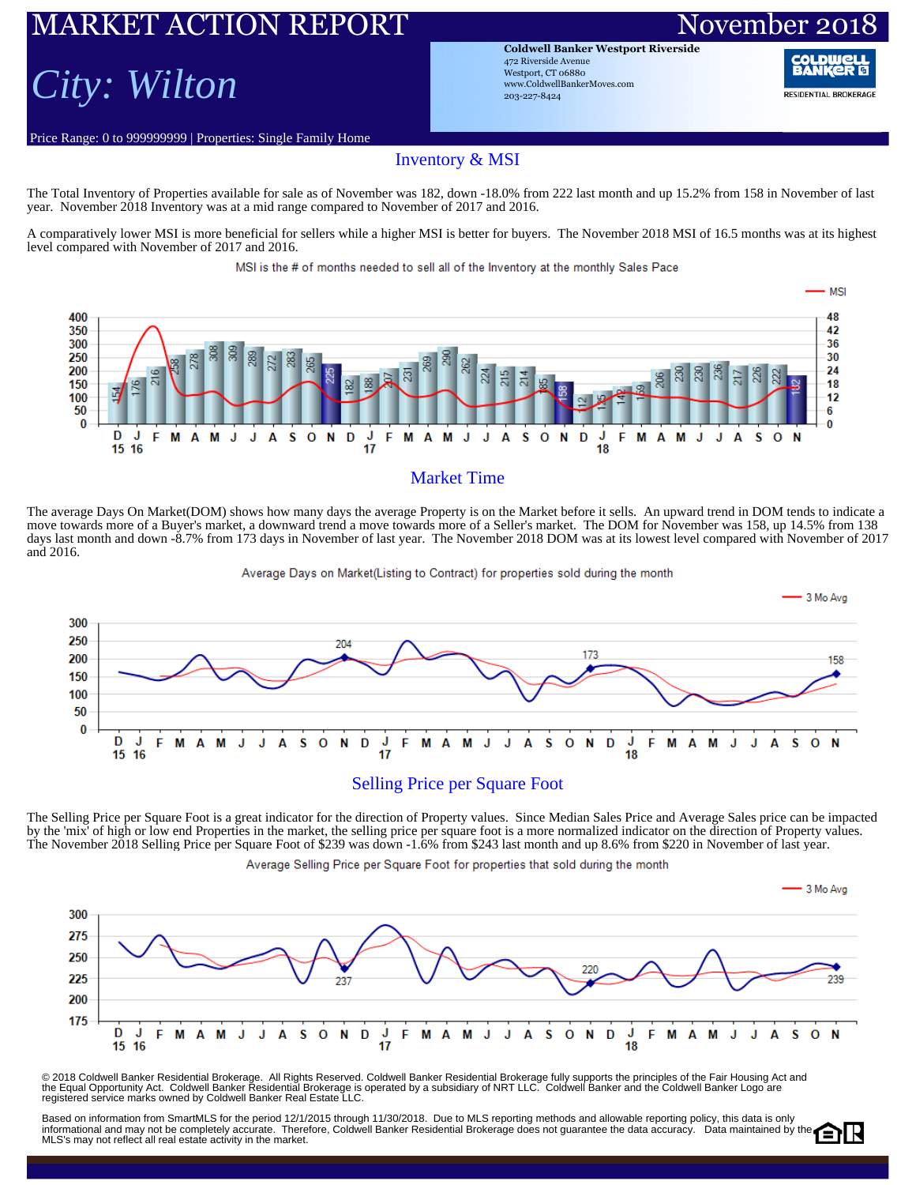# MARKET ACTION REPORT

# November 2018

## *City: Wilton*

**Coldwell Banker Westport Riverside**
472 Riverside Avenue
Westport, CT 06880
www.ColdwellBankerMoves.com
203-227-8424

COLDWELL BANKER RESIDENTIAL BROKERAGE

Price Range: 0 to 999999999 | Properties: Single Family Home

## Inventory & MSI

The Total Inventory of Properties available for sale as of November was 182, down -18.0% from 222 last month and up 15.2% from 158 in November of last year. November 2018 Inventory was at a mid range compared to November of 2017 and 2016.

A comparatively lower MSI is more beneficial for sellers while a higher MSI is better for buyers. The November 2018 MSI of 16.5 months was at its highest level compared with November of 2017 and 2016.

MSI is the # of months needed to sell all of the Inventory at the monthly Sales Pace

| Month | D 15 | J 16 | F | M | A | M | J | J | A | S | O | N | D | J 17 | F | M | A | M | J | J | A | S | O | N | D | J 18 | F | M | A | M | J | J | A | S | O | N |
|---|---|---|---|---|---|---|---|---|---|---|---|---|---|---|---|---|---|---|---|---|---|---|---|---|---|---|---|---|---|---|---|---|---|---|---|---|
| Inventory | 154 | 176 | 216 | 258 | 278 | 308 | 309 | 289 | 272 | 283 | 265 | 225 | 182 | 188 | 207 | 231 | 269 | 290 | 262 | 224 | 215 | 214 | 185 | 158 | 112 | 125 | 142 | 159 | 206 | 230 | 230 | 236 | 217 | 226 | 222 | 182 |

## Market Time

The average Days On Market(DOM) shows how many days the average Property is on the Market before it sells. An upward trend in DOM tends to indicate a move towards more of a Buyer's market, a downward trend a move towards more of a Seller's market. The DOM for November was 158, up 14.5% from 138 days last month and down -8.7% from 173 days in November of last year. The November 2018 DOM was at its lowest level compared with November of 2017 and 2016.

Average Days on Market(Listing to Contract) for properties sold during the month

(Labeled values: November 2016: 204; November 2017: 173; November 2018: 158)

## Selling Price per Square Foot

The Selling Price per Square Foot is a great indicator for the direction of Property values. Since Median Sales Price and Average Sales price can be impacted by the 'mix' of high or low end Properties in the market, the selling price per square foot is a more normalized indicator on the direction of Property values. The November 2018 Selling Price per Square Foot of $239 was down -1.6% from $243 last month and up 8.6% from $220 in November of last year.

Average Selling Price per Square Foot for properties that sold during the month

(Labeled values: November 2016: 237; November 2017: 220; November 2018: 239)

© 2018 Coldwell Banker Residential Brokerage. All Rights Reserved. Coldwell Banker Residential Brokerage fully supports the principles of the Fair Housing Act and the Equal Opportunity Act. Coldwell Banker Residential Brokerage is operated by a subsidiary of NRT LLC. Coldwell Banker and the Coldwell Banker Logo are registered service marks owned by Coldwell Banker Real Estate LLC.

Based on information from SmartMLS for the period 12/1/2015 through 11/30/2018. Due to MLS reporting methods and allowable reporting policy, this data is only informational and may not be completely accurate. Therefore, Coldwell Banker Residential Brokerage does not guarantee the data accuracy. Data maintained by the MLS's may not reflect all real estate activity in the market.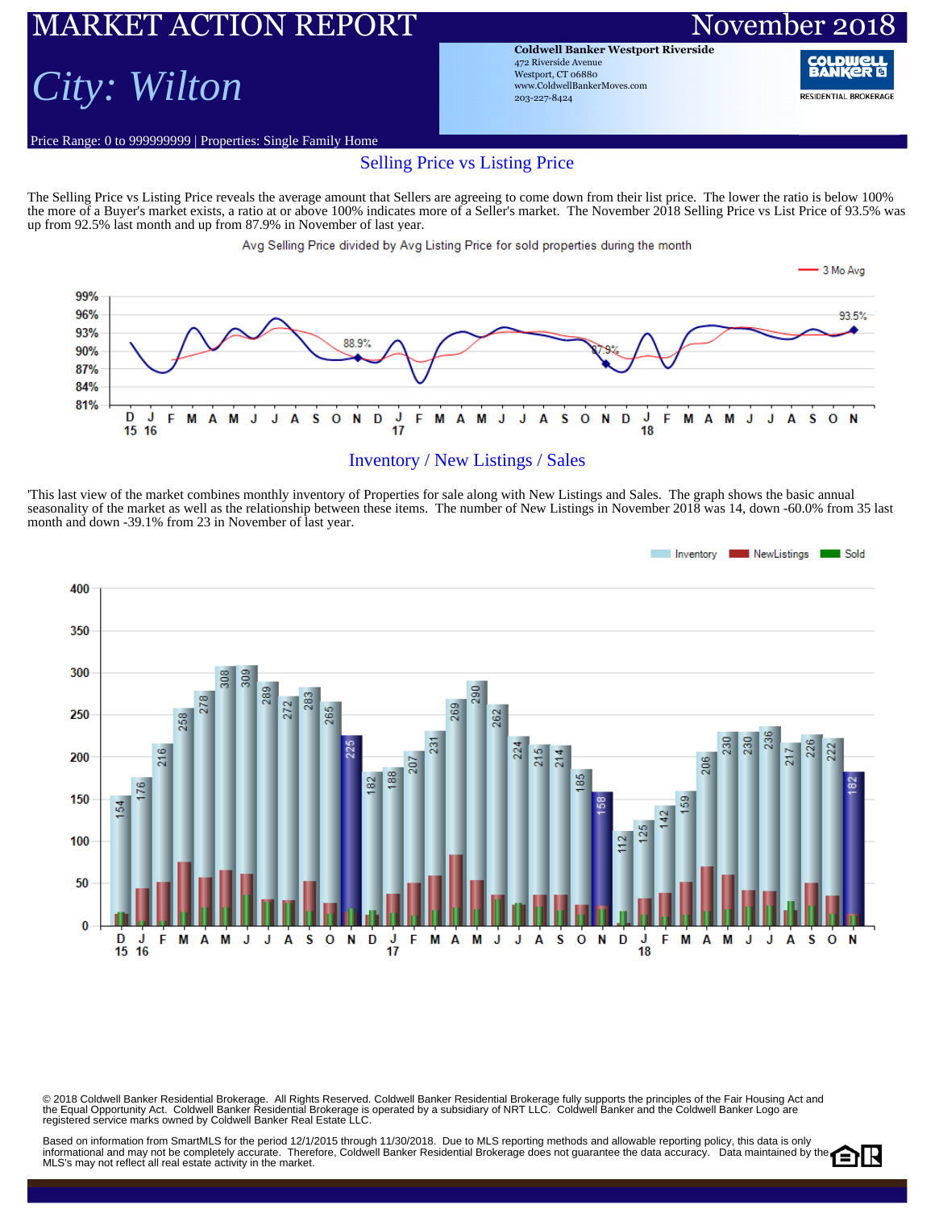# MARKET ACTION REPORT

# November 2018

## *City: Wilton*

**Coldwell Banker Westport Riverside**
472 Riverside Avenue
Westport, CT 06880
www.ColdwellBankerMoves.com
203-227-8424

Price Range: 0 to 999999999 | Properties: Single Family Home

## Selling Price vs Listing Price

The Selling Price vs Listing Price reveals the average amount that Sellers are agreeing to come down from their list price. The lower the ratio is below 100% the more of a Buyer's market exists, a ratio at or above 100% indicates more of a Seller's market. The November 2018 Selling Price vs List Price of 93.5% was up from 92.5% last month and up from 87.9% in November of last year.

Avg Selling Price divided by Avg Listing Price for sold properties during the month

## Inventory / New Listings / Sales

'This last view of the market combines monthly inventory of Properties for sale along with New Listings and Sales. The graph shows the basic annual seasonality of the market as well as the relationship between these items. The number of New Listings in November 2018 was 14, down -60.0% from 35 last month and down -39.1% from 23 in November of last year.

© 2018 Coldwell Banker Residential Brokerage. All Rights Reserved. Coldwell Banker Residential Brokerage fully supports the principles of the Fair Housing Act and the Equal Opportunity Act. Coldwell Banker Residential Brokerage is operated by a subsidiary of NRT LLC. Coldwell Banker and the Coldwell Banker Logo are registered service marks owned by Coldwell Banker Real Estate LLC.

Based on information from SmartMLS for the period 12/1/2015 through 11/30/2018. Due to MLS reporting methods and allowable reporting policy, this data is only informational and may not be completely accurate. Therefore, Coldwell Banker Residential Brokerage does not guarantee the data accuracy. Data maintained by the MLS's may not reflect all real estate activity in the market.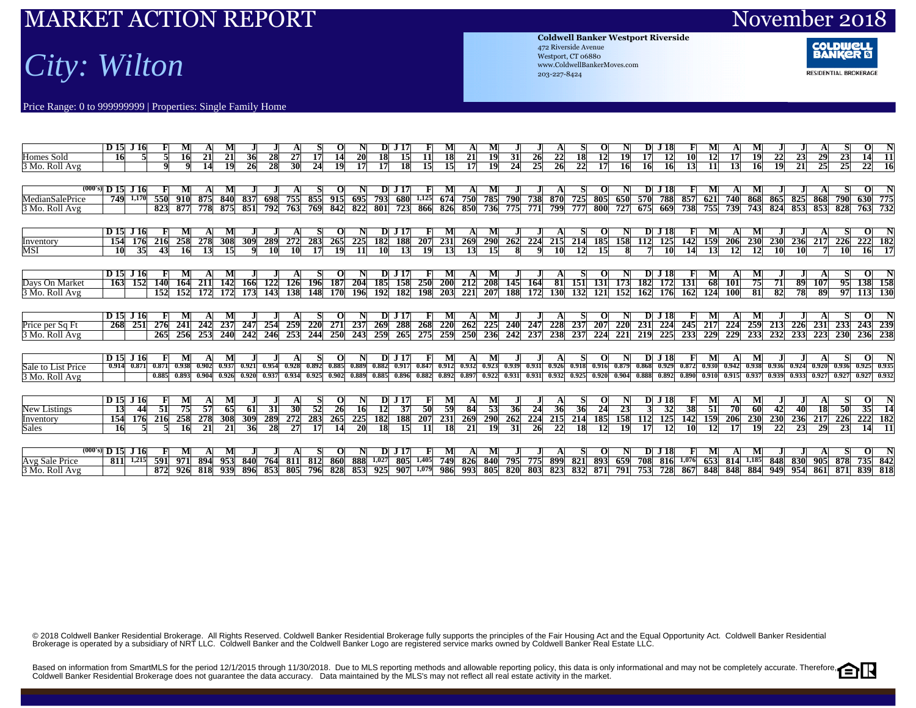# MARKET ACTION REPORT

# November 2018

**Coldwell Banker Westport Riverside**
472 Riverside Avenue
Westport, CT 06880
www.ColdwellBankerMoves.com
203-227-8424

# *City: Wilton*

Price Range: 0 to 999999999 | Properties: Single Family Home

| | D 15 | J 16 | F | M | A | M | J | J | A | S | O | N | D | J 17 | F | M | A | M | J | J | A | S | O | N | D | J 18 | F | M | A | M | J | J | A | S | O | N |
|---|---|---|---|---|---|---|---|---|---|---|---|---|---|---|---|---|---|---|---|---|---|---|---|---|---|---|---|---|---|---|---|---|---|---|---|---|
| Homes Sold | 16 | 5 | 5 | 16 | 21 | 21 | 36 | 28 | 27 | 17 | 14 | 20 | 18 | 15 | 11 | 18 | 21 | 19 | 31 | 26 | 22 | 18 | 12 | 19 | 17 | 12 | 10 | 12 | 17 | 19 | 22 | 23 | 29 | 23 | 14 | 11 |
| 3 Mo. Roll Avg | | | 9 | 9 | 14 | 19 | 26 | 28 | 30 | 24 | 19 | 17 | 17 | 18 | 15 | 15 | 17 | 19 | 24 | 25 | 26 | 22 | 17 | 16 | 16 | 16 | 13 | 11 | 13 | 16 | 19 | 21 | 25 | 25 | 22 | 16 |

| (000's) | D 15 | J 16 | F | M | A | M | J | J | A | S | O | N | D | J 17 | F | M | A | M | J | J | A | S | O | N | D | J 18 | F | M | A | M | J | J | A | S | O | N |
|---|---|---|---|---|---|---|---|---|---|---|---|---|---|---|---|---|---|---|---|---|---|---|---|---|---|---|---|---|---|---|---|---|---|---|---|---|
| MedianSalePrice | 749 | 1,170 | 550 | 910 | 875 | 840 | 837 | 698 | 755 | 855 | 915 | 695 | 793 | 680 | 1,125 | 674 | 750 | 785 | 790 | 738 | 870 | 725 | 805 | 650 | 570 | 788 | 857 | 621 | 740 | 868 | 865 | 825 | 868 | 790 | 630 | 775 |
| 3 Mo. Roll Avg | | | 823 | 877 | 778 | 875 | 851 | 792 | 763 | 769 | 842 | 822 | 801 | 723 | 866 | 826 | 850 | 736 | 775 | 771 | 799 | 777 | 800 | 727 | 675 | 669 | 738 | 755 | 739 | 743 | 824 | 853 | 853 | 828 | 763 | 732 |

| | D 15 | J 16 | F | M | A | M | J | J | A | S | O | N | D | J 17 | F | M | A | M | J | J | A | S | O | N | D | J 18 | F | M | A | M | J | J | A | S | O | N |
|---|---|---|---|---|---|---|---|---|---|---|---|---|---|---|---|---|---|---|---|---|---|---|---|---|---|---|---|---|---|---|---|---|---|---|---|---|
| Inventory | 154 | 176 | 216 | 258 | 278 | 308 | 309 | 289 | 272 | 283 | 265 | 225 | 182 | 188 | 207 | 231 | 269 | 290 | 262 | 224 | 215 | 214 | 185 | 158 | 112 | 125 | 142 | 159 | 206 | 230 | 230 | 236 | 217 | 226 | 222 | 182 |
| MSI | 10 | 35 | 43 | 16 | 13 | 15 | 9 | 10 | 10 | 17 | 19 | 11 | 10 | 13 | 19 | 13 | 13 | 15 | 8 | 9 | 10 | 12 | 15 | 8 | 7 | 10 | 14 | 13 | 12 | 12 | 10 | 10 | 7 | 10 | 16 | 17 |

| | D 15 | J 16 | F | M | A | M | J | J | A | S | O | N | D | J 17 | F | M | A | M | J | J | A | S | O | N | D | J 18 | F | M | A | M | J | J | A | S | O | N |
|---|---|---|---|---|---|---|---|---|---|---|---|---|---|---|---|---|---|---|---|---|---|---|---|---|---|---|---|---|---|---|---|---|---|---|---|---|
| Days On Market | 163 | 152 | 140 | 164 | 211 | 142 | 166 | 122 | 126 | 196 | 187 | 204 | 185 | 158 | 250 | 200 | 212 | 208 | 145 | 164 | 81 | 151 | 131 | 173 | 182 | 172 | 131 | 68 | 101 | 75 | 71 | 89 | 107 | 95 | 138 | 158 |
| 3 Mo. Roll Avg | | | 152 | 152 | 172 | 172 | 173 | 143 | 138 | 148 | 170 | 196 | 192 | 182 | 198 | 203 | 221 | 207 | 188 | 172 | 130 | 132 | 121 | 152 | 162 | 176 | 162 | 124 | 100 | 81 | 82 | 78 | 89 | 97 | 113 | 130 |

| | D 15 | J 16 | F | M | A | M | J | J | A | S | O | N | D | J 17 | F | M | A | M | J | J | A | S | O | N | D | J 18 | F | M | A | M | J | J | A | S | O | N |
|---|---|---|---|---|---|---|---|---|---|---|---|---|---|---|---|---|---|---|---|---|---|---|---|---|---|---|---|---|---|---|---|---|---|---|---|---|
| Price per Sq Ft | 268 | 251 | 276 | 241 | 242 | 237 | 247 | 254 | 259 | 220 | 271 | 237 | 269 | 288 | 268 | 220 | 262 | 225 | 240 | 247 | 228 | 237 | 207 | 220 | 231 | 224 | 245 | 217 | 224 | 259 | 213 | 226 | 231 | 233 | 243 | 239 |
| 3 Mo. Roll Avg | | | 265 | 256 | 253 | 240 | 242 | 246 | 253 | 244 | 250 | 243 | 259 | 265 | 275 | 259 | 250 | 236 | 242 | 237 | 238 | 237 | 224 | 221 | 219 | 225 | 233 | 229 | 229 | 233 | 232 | 233 | 223 | 230 | 236 | 238 |

| | D 15 | J 16 | F | M | A | M | J | J | A | S | O | N | D | J 17 | F | M | A | M | J | J | A | S | O | N | D | J 18 | F | M | A | M | J | J | A | S | O | N |
|---|---|---|---|---|---|---|---|---|---|---|---|---|---|---|---|---|---|---|---|---|---|---|---|---|---|---|---|---|---|---|---|---|---|---|---|---|
| Sale to List Price | 0.914 | 0.871 | 0.871 | 0.938 | 0.902 | 0.937 | 0.921 | 0.954 | 0.928 | 0.892 | 0.885 | 0.889 | 0.882 | 0.917 | 0.847 | 0.912 | 0.932 | 0.923 | 0.939 | 0.931 | 0.926 | 0.918 | 0.916 | 0.879 | 0.868 | 0.929 | 0.872 | 0.930 | 0.942 | 0.938 | 0.936 | 0.924 | 0.920 | 0.936 | 0.925 | 0.935 |
| 3 Mo. Roll Avg | | | 0.885 | 0.893 | 0.904 | 0.926 | 0.920 | 0.937 | 0.934 | 0.925 | 0.902 | 0.889 | 0.885 | 0.896 | 0.882 | 0.892 | 0.897 | 0.922 | 0.931 | 0.931 | 0.932 | 0.925 | 0.920 | 0.904 | 0.888 | 0.892 | 0.890 | 0.910 | 0.915 | 0.937 | 0.939 | 0.933 | 0.927 | 0.927 | 0.927 | 0.932 |

| | D 15 | J 16 | F | M | A | M | J | J | A | S | O | N | D | J 17 | F | M | A | M | J | J | A | S | O | N | D | J 18 | F | M | A | M | J | J | A | S | O | N |
|---|---|---|---|---|---|---|---|---|---|---|---|---|---|---|---|---|---|---|---|---|---|---|---|---|---|---|---|---|---|---|---|---|---|---|---|---|
| New Listings | 13 | 44 | 51 | 75 | 57 | 65 | 61 | 31 | 30 | 52 | 26 | 16 | 12 | 37 | 50 | 59 | 84 | 53 | 36 | 24 | 36 | 36 | 24 | 23 | 3 | 32 | 38 | 51 | 70 | 60 | 42 | 40 | 18 | 50 | 35 | 14 |
| Inventory | 154 | 176 | 216 | 258 | 278 | 308 | 309 | 289 | 272 | 283 | 265 | 225 | 182 | 188 | 207 | 231 | 269 | 290 | 262 | 224 | 215 | 214 | 185 | 158 | 112 | 125 | 142 | 159 | 206 | 230 | 230 | 236 | 217 | 226 | 222 | 182 |
| Sales | 16 | 5 | 5 | 16 | 21 | 21 | 36 | 28 | 27 | 17 | 14 | 20 | 18 | 15 | 11 | 18 | 21 | 19 | 31 | 26 | 22 | 18 | 12 | 19 | 17 | 12 | 10 | 12 | 17 | 19 | 22 | 23 | 29 | 23 | 14 | 11 |

| (000's) | D 15 | J 16 | F | M | A | M | J | J | A | S | O | N | D | J 17 | F | M | A | M | J | J | A | S | O | N | D | J 18 | F | M | A | M | J | J | A | S | O | N |
|---|---|---|---|---|---|---|---|---|---|---|---|---|---|---|---|---|---|---|---|---|---|---|---|---|---|---|---|---|---|---|---|---|---|---|---|---|
| Avg Sale Price | 811 | 1,215 | 591 | 971 | 894 | 953 | 840 | 764 | 811 | 812 | 860 | 888 | 1,027 | 805 | 1,405 | 749 | 826 | 840 | 795 | 775 | 899 | 821 | 893 | 659 | 708 | 816 | 1,076 | 653 | 814 | 1,185 | 848 | 830 | 905 | 878 | 735 | 842 |
| 3 Mo. Roll Avg | | | 872 | 926 | 818 | 939 | 896 | 853 | 805 | 796 | 828 | 853 | 925 | 907 | 1,079 | 986 | 993 | 805 | 820 | 803 | 823 | 832 | 871 | 791 | 753 | 728 | 867 | 848 | 848 | 884 | 949 | 954 | 861 | 871 | 839 | 818 |

© 2018 Coldwell Banker Residential Brokerage. All Rights Reserved. Coldwell Banker Residential Brokerage fully supports the principles of the Fair Housing Act and the Equal Opportunity Act. Coldwell Banker Residential Brokerage is operated by a subsidiary of NRT LLC. Coldwell Banker and the Coldwell Banker Logo are registered service marks owned by Coldwell Banker Real Estate LLC.

Based on information from SmartMLS for the period 12/1/2015 through 11/30/2018. Due to MLS reporting methods and allowable reporting policy, this data is only informational and may not be completely accurate. Therefore, Coldwell Banker Residential Brokerage does not guarantee the data accuracy. Data maintained by the MLS's may not reflect all real estate activity in the market.